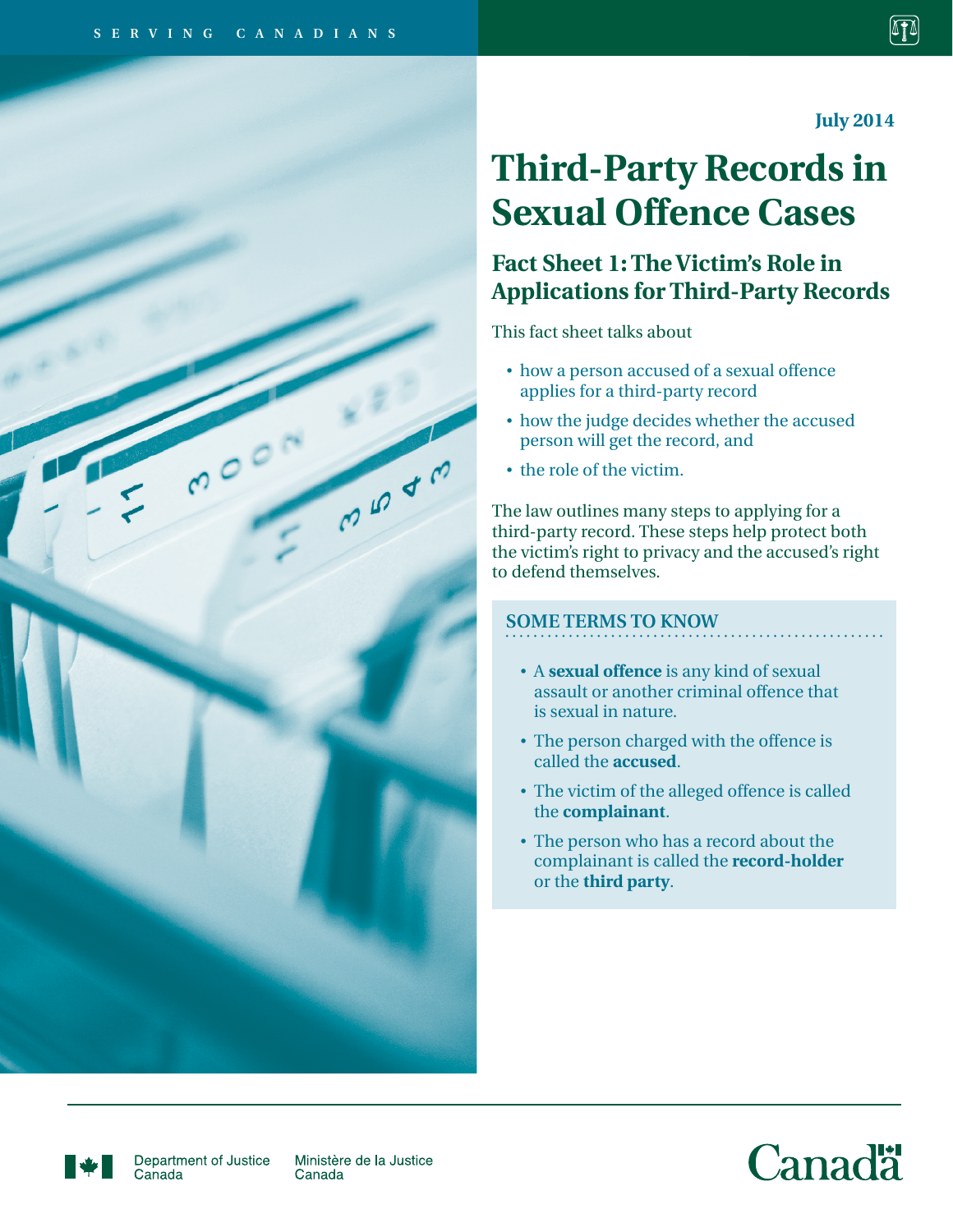SERVING CANADIANS

July 2014

# Third-Party Records in Sexual Offence Cases

## Fact Sheet 1: The Victim's Role in Applications for Third-Party Records

This fact sheet talks about

- how a person accused of a sexual offence applies for a third-party record
- how the judge decides whether the accused person will get the record, and
- the role of the victim.

The law outlines many steps to applying for a third-party record. These steps help protect both the victim's right to privacy and the accused's right to defend themselves.

### SOME TERMS TO KNOW

- A **sexual offence** is any kind of sexual assault or another criminal offence that is sexual in nature.
- The person charged with the offence is called the **accused**.
- The victim of the alleged offence is called the **complainant**.
- The person who has a record about the complainant is called the **record-holder** or the **third party**.

Department of Justice Canada | Ministère de la Justice Canada

Canada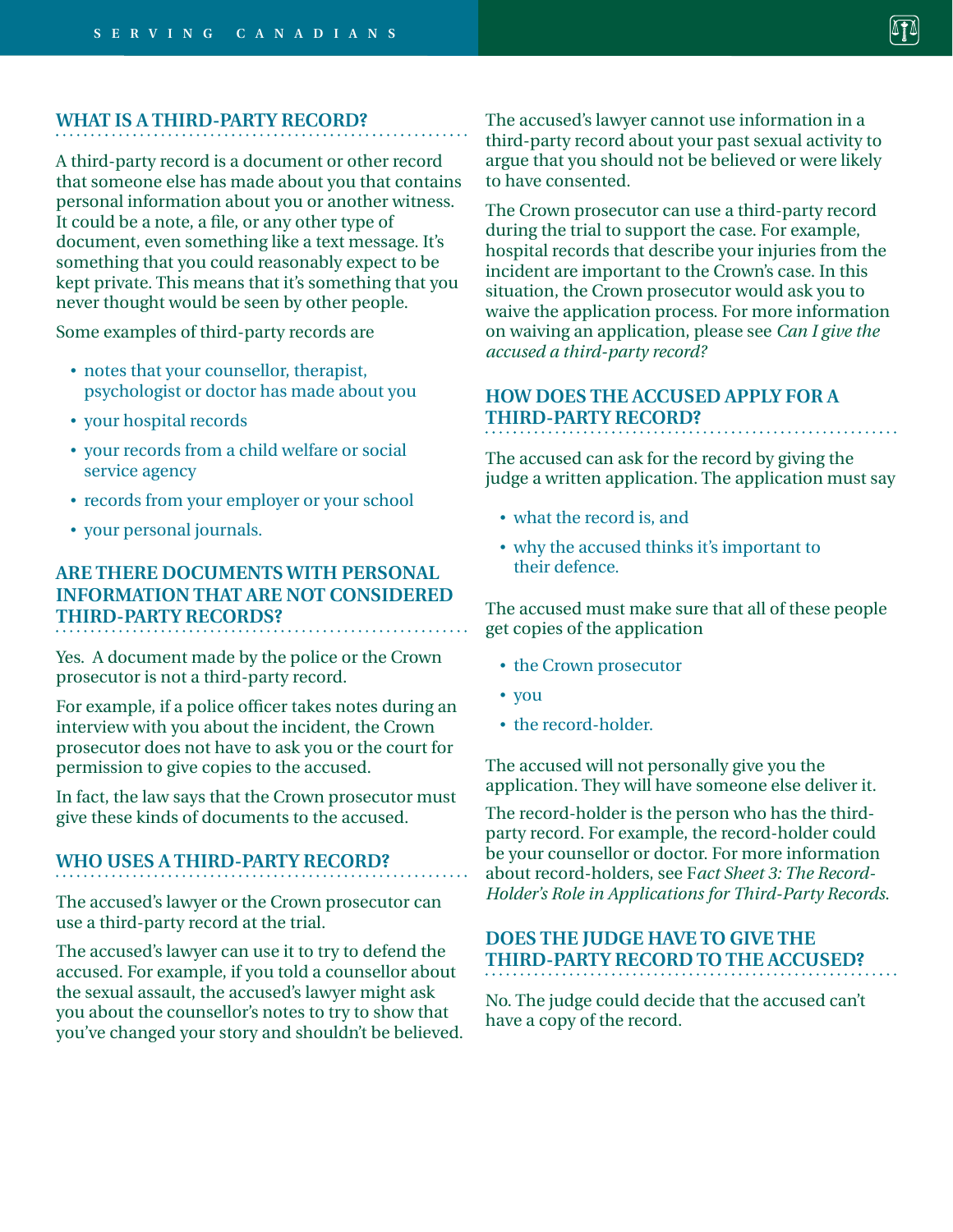## WHAT IS A THIRD-PARTY RECORD?

A third-party record is a document or other record that someone else has made about you that contains personal information about you or another witness. It could be a note, a file, or any other type of document, even something like a text message. It's something that you could reasonably expect to be kept private. This means that it's something that you never thought would be seen by other people.

Some examples of third-party records are

- notes that your counsellor, therapist, psychologist or doctor has made about you
- your hospital records
- your records from a child welfare or social service agency
- records from your employer or your school
- your personal journals.

## ARE THERE DOCUMENTS WITH PERSONAL INFORMATION THAT ARE NOT CONSIDERED THIRD-PARTY RECORDS?

Yes. A document made by the police or the Crown prosecutor is not a third-party record.

For example, if a police officer takes notes during an interview with you about the incident, the Crown prosecutor does not have to ask you or the court for permission to give copies to the accused.

In fact, the law says that the Crown prosecutor must give these kinds of documents to the accused.

## WHO USES A THIRD-PARTY RECORD?

The accused's lawyer or the Crown prosecutor can use a third-party record at the trial.

The accused's lawyer can use it to try to defend the accused. For example, if you told a counsellor about the sexual assault, the accused's lawyer might ask you about the counsellor's notes to try to show that you've changed your story and shouldn't be believed.

The accused's lawyer cannot use information in a third-party record about your past sexual activity to argue that you should not be believed or were likely to have consented.

The Crown prosecutor can use a third-party record during the trial to support the case. For example, hospital records that describe your injuries from the incident are important to the Crown's case. In this situation, the Crown prosecutor would ask you to waive the application process. For more information on waiving an application, please see *Can I give the accused a third-party record?*

## HOW DOES THE ACCUSED APPLY FOR A THIRD-PARTY RECORD?

The accused can ask for the record by giving the judge a written application. The application must say

- what the record is, and
- why the accused thinks it's important to their defence.

The accused must make sure that all of these people get copies of the application

- the Crown prosecutor
- you
- the record-holder.

The accused will not personally give you the application. They will have someone else deliver it.

The record-holder is the person who has the third-party record. For example, the record-holder could be your counsellor or doctor. For more information about record-holders, see *Fact Sheet 3: The Record-Holder's Role in Applications for Third-Party Records*.

## DOES THE JUDGE HAVE TO GIVE THE THIRD-PARTY RECORD TO THE ACCUSED?

No. The judge could decide that the accused can't have a copy of the record.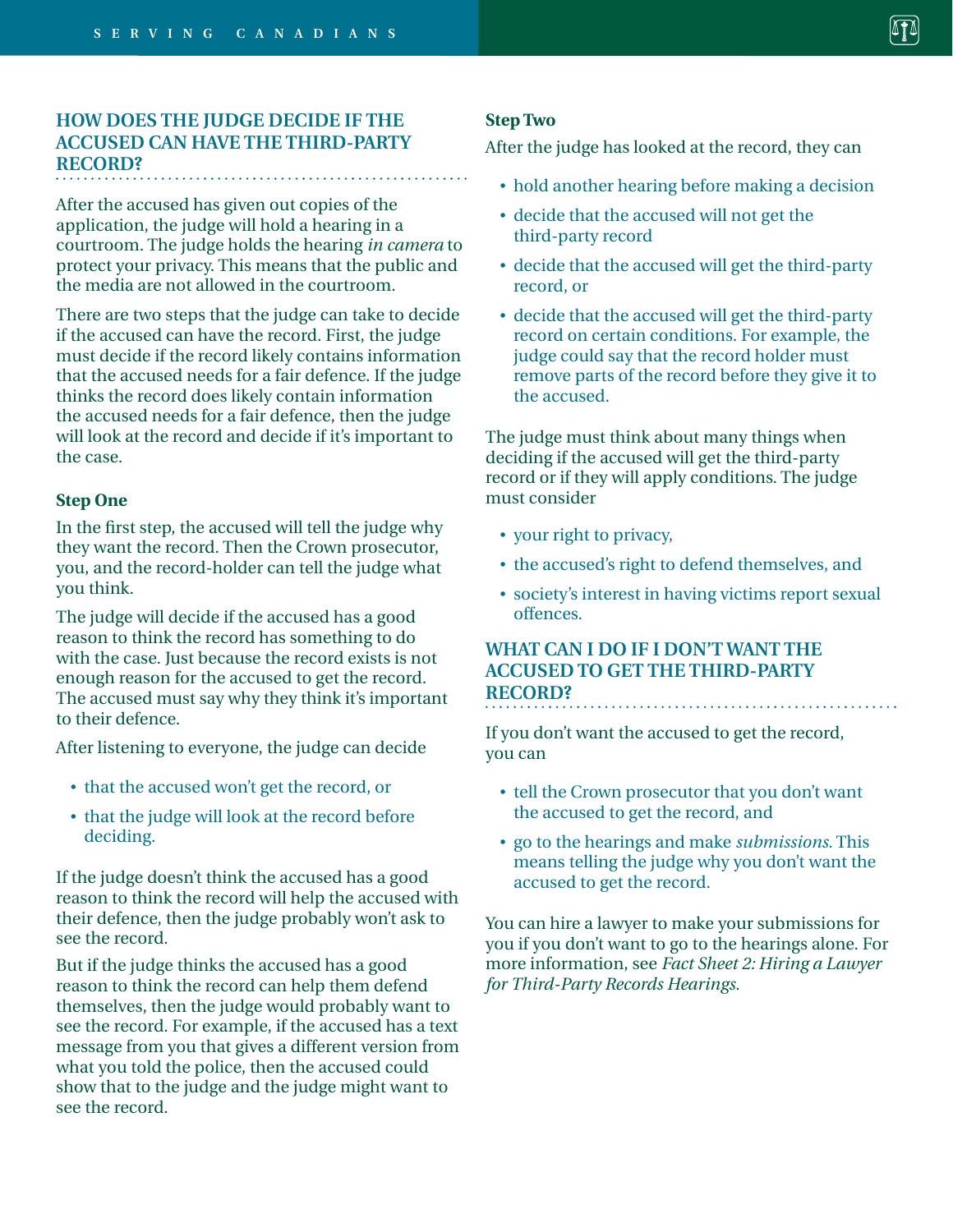## HOW DOES THE JUDGE DECIDE IF THE ACCUSED CAN HAVE THE THIRD-PARTY RECORD?

After the accused has given out copies of the application, the judge will hold a hearing in a courtroom. The judge holds the hearing *in camera* to protect your privacy. This means that the public and the media are not allowed in the courtroom.

There are two steps that the judge can take to decide if the accused can have the record. First, the judge must decide if the record likely contains information that the accused needs for a fair defence. If the judge thinks the record does likely contain information the accused needs for a fair defence, then the judge will look at the record and decide if it's important to the case.

### Step One

In the first step, the accused will tell the judge why they want the record. Then the Crown prosecutor, you, and the record-holder can tell the judge what you think.

The judge will decide if the accused has a good reason to think the record has something to do with the case. Just because the record exists is not enough reason for the accused to get the record. The accused must say why they think it's important to their defence.

After listening to everyone, the judge can decide

- that the accused won't get the record, or
- that the judge will look at the record before deciding.

If the judge doesn't think the accused has a good reason to think the record will help the accused with their defence, then the judge probably won't ask to see the record.

But if the judge thinks the accused has a good reason to think the record can help them defend themselves, then the judge would probably want to see the record. For example, if the accused has a text message from you that gives a different version from what you told the police, then the accused could show that to the judge and the judge might want to see the record.

### Step Two

After the judge has looked at the record, they can

- hold another hearing before making a decision
- decide that the accused will not get the third-party record
- decide that the accused will get the third-party record, or
- decide that the accused will get the third-party record on certain conditions. For example, the judge could say that the record holder must remove parts of the record before they give it to the accused.

The judge must think about many things when deciding if the accused will get the third-party record or if they will apply conditions. The judge must consider

- your right to privacy,
- the accused's right to defend themselves, and
- society's interest in having victims report sexual offences.

## WHAT CAN I DO IF I DON'T WANT THE ACCUSED TO GET THE THIRD-PARTY RECORD?

If you don't want the accused to get the record, you can

- tell the Crown prosecutor that you don't want the accused to get the record, and
- go to the hearings and make *submissions*. This means telling the judge why you don't want the accused to get the record.

You can hire a lawyer to make your submissions for you if you don't want to go to the hearings alone. For more information, see *Fact Sheet 2: Hiring a Lawyer for Third-Party Records Hearings*.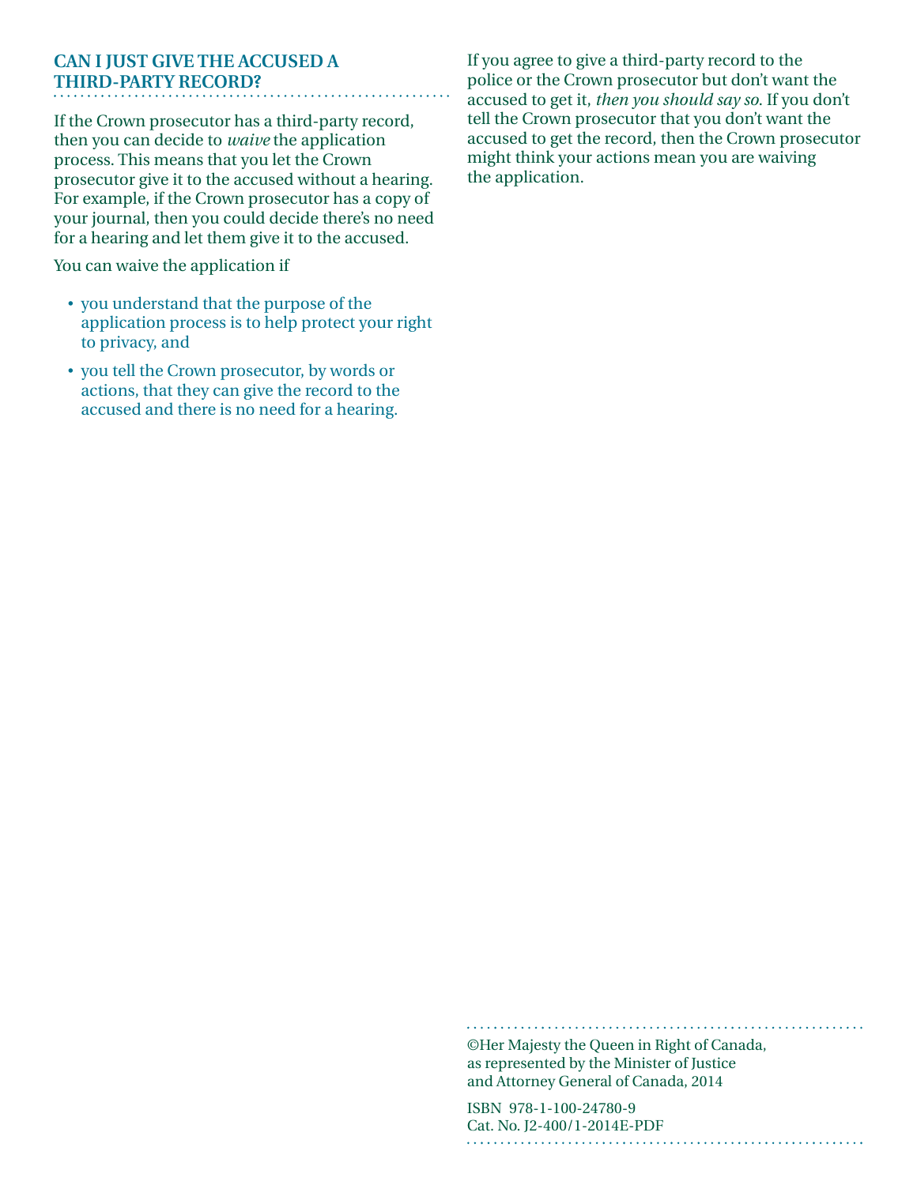## CAN I JUST GIVE THE ACCUSED A THIRD-PARTY RECORD?

If the Crown prosecutor has a third-party record, then you can decide to *waive* the application process. This means that you let the Crown prosecutor give it to the accused without a hearing. For example, if the Crown prosecutor has a copy of your journal, then you could decide there's no need for a hearing and let them give it to the accused.

You can waive the application if

- you understand that the purpose of the application process is to help protect your right to privacy, and
- you tell the Crown prosecutor, by words or actions, that they can give the record to the accused and there is no need for a hearing.

If you agree to give a third-party record to the police or the Crown prosecutor but don't want the accused to get it, *then you should say so*. If you don't tell the Crown prosecutor that you don't want the accused to get the record, then the Crown prosecutor might think your actions mean you are waiving the application.

©Her Majesty the Queen in Right of Canada, as represented by the Minister of Justice and Attorney General of Canada, 2014

ISBN 978-1-100-24780-9
Cat. No. J2-400/1-2014E-PDF